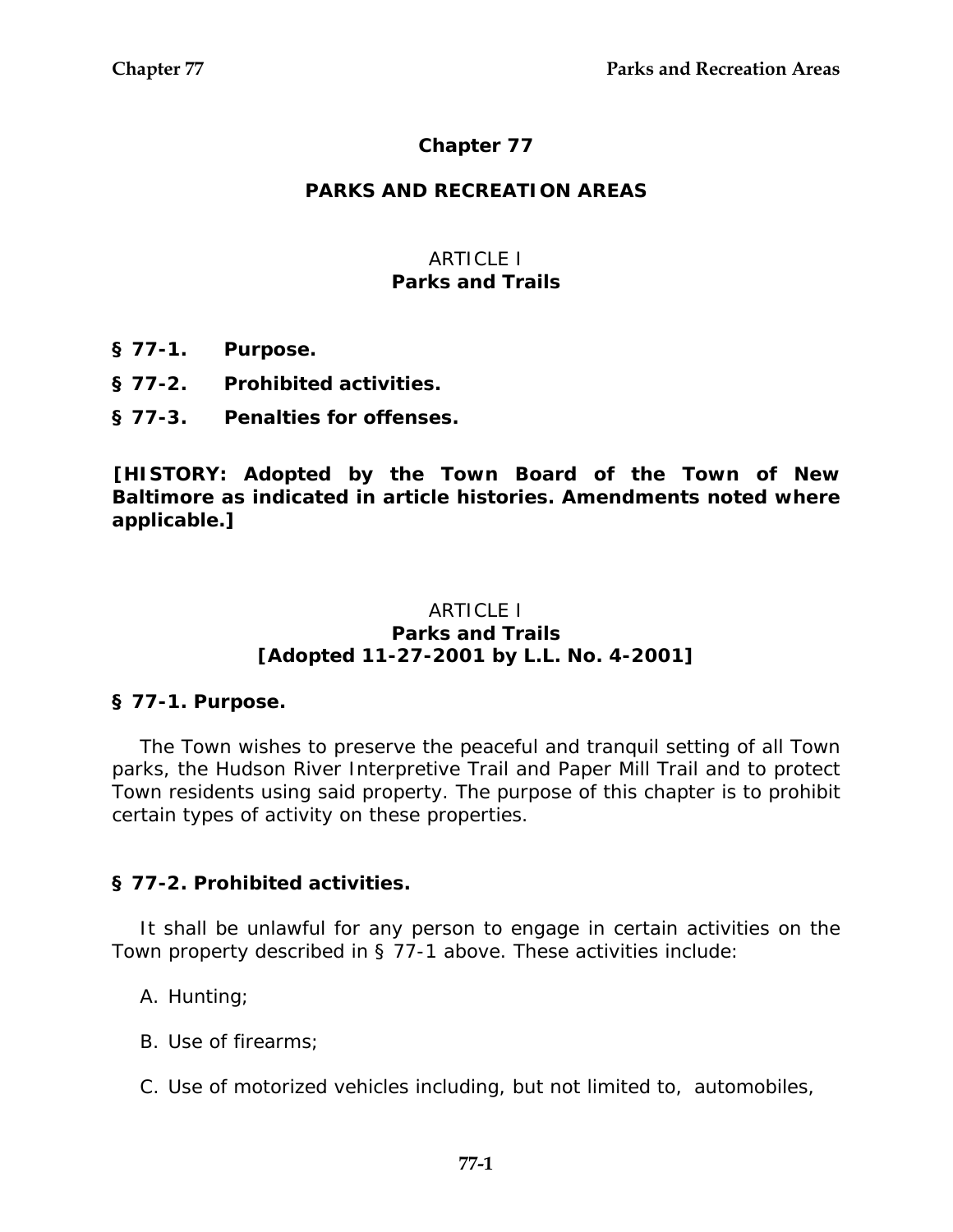# Chapter 77

## PARKS AND RECREATION AREAS

### ARTICLE I
### Parks and Trails

**§ 77-1. Purpose.**

**§ 77-2. Prohibited activities.**

**§ 77-3. Penalties for offenses.**

**[HISTORY: Adopted by the Town Board of the Town of New Baltimore as indicated in article histories. Amendments noted where applicable.]**

### ARTICLE I
### Parks and Trails
### [Adopted 11-27-2001 by L.L. No. 4-2001]

**§ 77-1. Purpose.**

The Town wishes to preserve the peaceful and tranquil setting of all Town parks, the Hudson River Interpretive Trail and Paper Mill Trail and to protect Town residents using said property. The purpose of this chapter is to prohibit certain types of activity on these properties.

**§ 77-2. Prohibited activities.**

It shall be unlawful for any person to engage in certain activities on the Town property described in § 77-1 above. These activities include:

A. Hunting;

B. Use of firearms;

C. Use of motorized vehicles including, but not limited to, automobiles,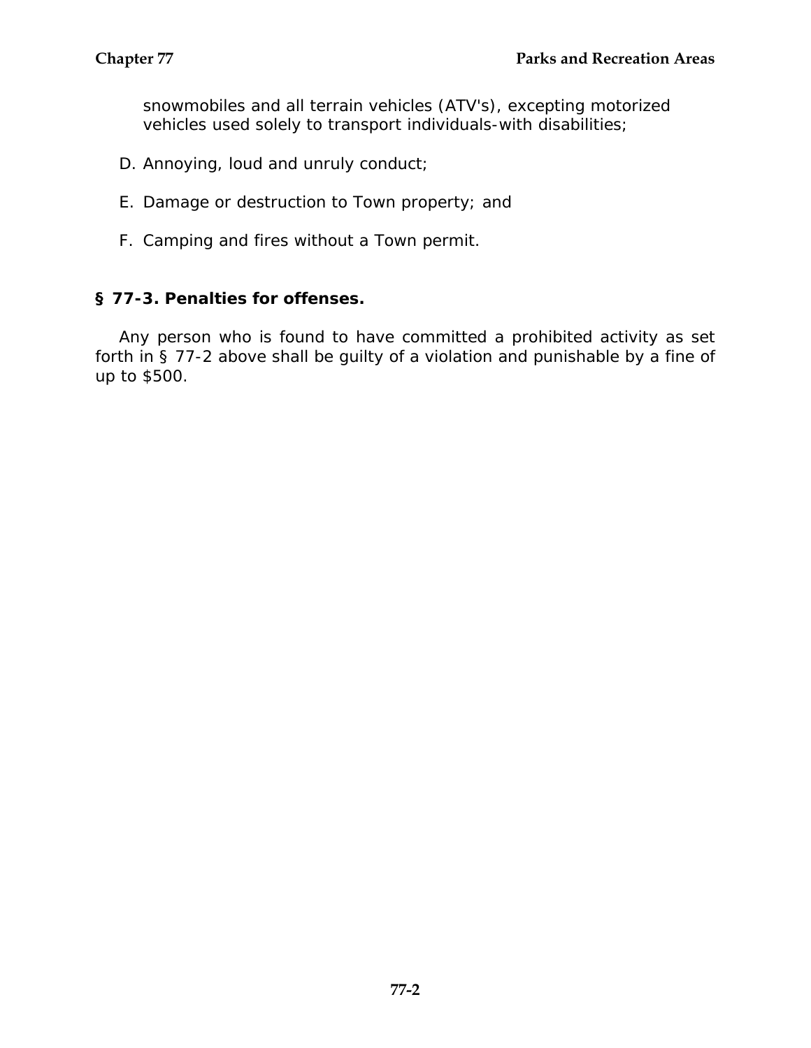snowmobiles and all terrain vehicles (ATV's), excepting motorized vehicles used solely to transport individuals-with disabilities;

D. Annoying, loud and unruly conduct;

E. Damage or destruction to Town property; and

F. Camping and fires without a Town permit.

### § 77-3. Penalties for offenses.

Any person who is found to have committed a prohibited activity as set forth in § 77-2 above shall be guilty of a violation and punishable by a fine of up to $500.